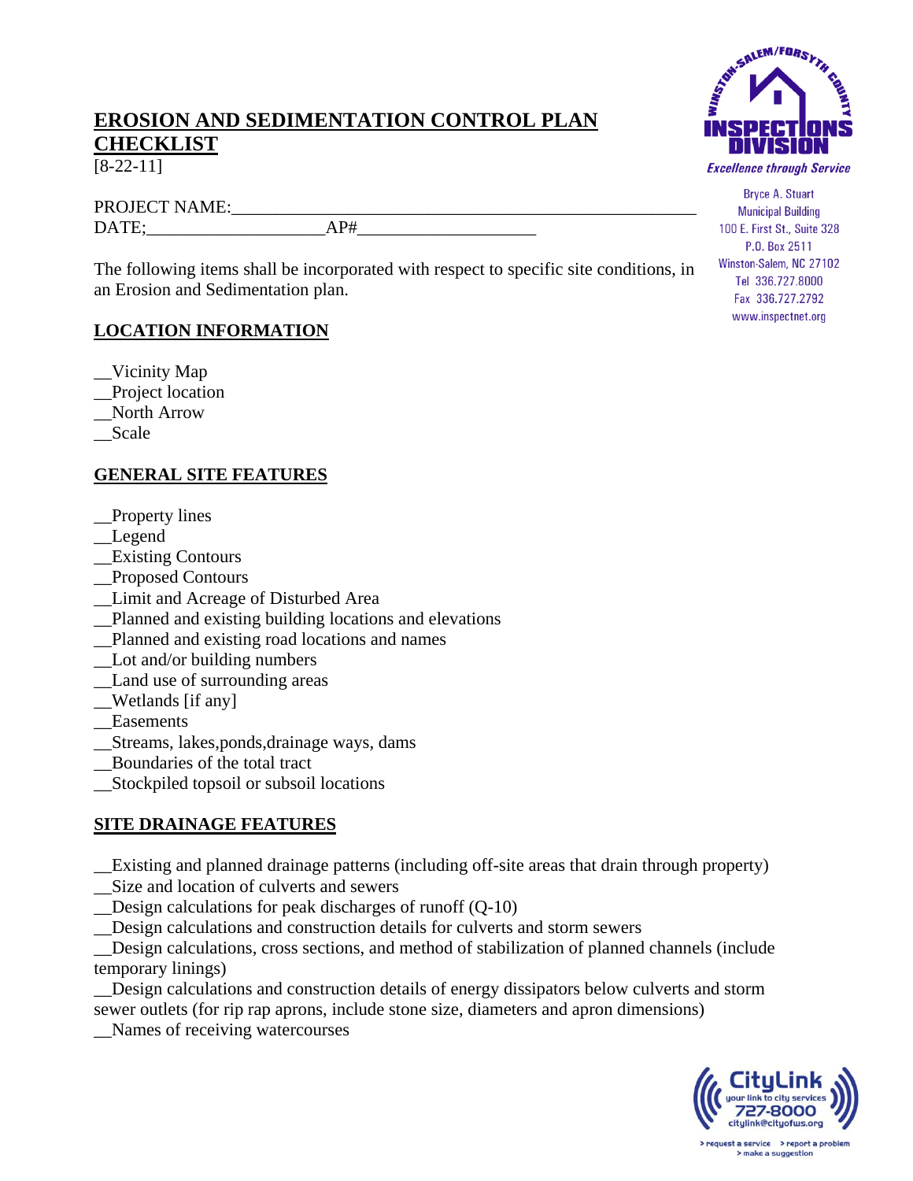# EROSION AND SEDIMENTATION CONTROL PLAN CHECKLIST

[8-22-11]

Bryce A. Stuart
Municipal Building
100 E. First St., Suite 328
P.O. Box 2511
Winston-Salem, NC 27102
Tel 336.727.8000
Fax 336.727.2792
www.inspectnet.org

PROJECT NAME:______________________________________________________

DATE;____________________AP#____________________

The following items shall be incorporated with respect to specific site conditions, in an Erosion and Sedimentation plan.

## LOCATION INFORMATION

__Vicinity Map
__Project location
__North Arrow
__Scale

## GENERAL SITE FEATURES

__Property lines
__Legend
__Existing Contours
__Proposed Contours
__Limit and Acreage of Disturbed Area
__Planned and existing building locations and elevations
__Planned and existing road locations and names
__Lot and/or building numbers
__Land use of surrounding areas
__Wetlands [if any]
__Easements
__Streams, lakes,ponds,drainage ways, dams
__Boundaries of the total tract
__Stockpiled topsoil or subsoil locations

## SITE DRAINAGE FEATURES

__Existing and planned drainage patterns (including off-site areas that drain through property)
__Size and location of culverts and sewers
__Design calculations for peak discharges of runoff (Q-10)
__Design calculations and construction details for culverts and storm sewers
__Design calculations, cross sections, and method of stabilization of planned channels (include temporary linings)
__Design calculations and construction details of energy dissipators below culverts and storm sewer outlets (for rip rap aprons, include stone size, diameters and apron dimensions)
__Names of receiving watercourses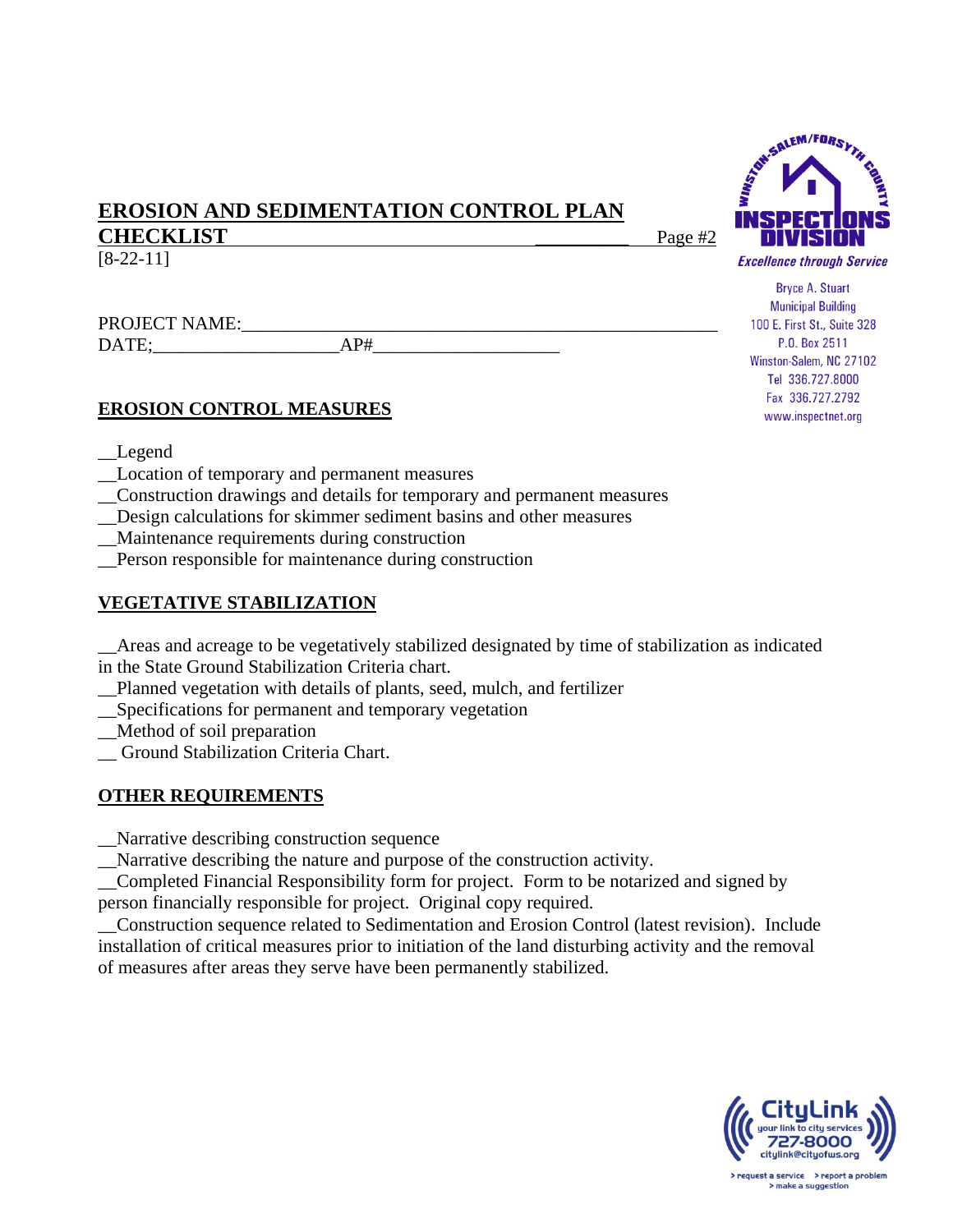# EROSION AND SEDIMENTATION CONTROL PLAN CHECKLIST

Page #2

[8-22-11]

**Winston-Salem/Forsyth County Inspections Division**
*Excellence through Service*

Bryce A. Stuart
Municipal Building
100 E. First St., Suite 328
P.O. Box 2511
Winston-Salem, NC 27102
Tel 336.727.8000
Fax 336.727.2792
www.inspectnet.org

PROJECT NAME:___________________________________________________

DATE;___________________AP#___________________

## EROSION CONTROL MEASURES

__Legend
__Location of temporary and permanent measures
__Construction drawings and details for temporary and permanent measures
__Design calculations for skimmer sediment basins and other measures
__Maintenance requirements during construction
__Person responsible for maintenance during construction

## VEGETATIVE STABILIZATION

__Areas and acreage to be vegetatively stabilized designated by time of stabilization as indicated in the State Ground Stabilization Criteria chart.
__Planned vegetation with details of plants, seed, mulch, and fertilizer
__Specifications for permanent and temporary vegetation
__Method of soil preparation
__ Ground Stabilization Criteria Chart.

## OTHER REQUIREMENTS

__Narrative describing construction sequence
__Narrative describing the nature and purpose of the construction activity.
__Completed Financial Responsibility form for project. Form to be notarized and signed by person financially responsible for project. Original copy required.
__Construction sequence related to Sedimentation and Erosion Control (latest revision). Include installation of critical measures prior to initiation of the land disturbing activity and the removal of measures after areas they serve have been permanently stabilized.

CityLink
your link to city services
727-8000
citylink@cityofws.org
> request a service > report a problem
> make a suggestion